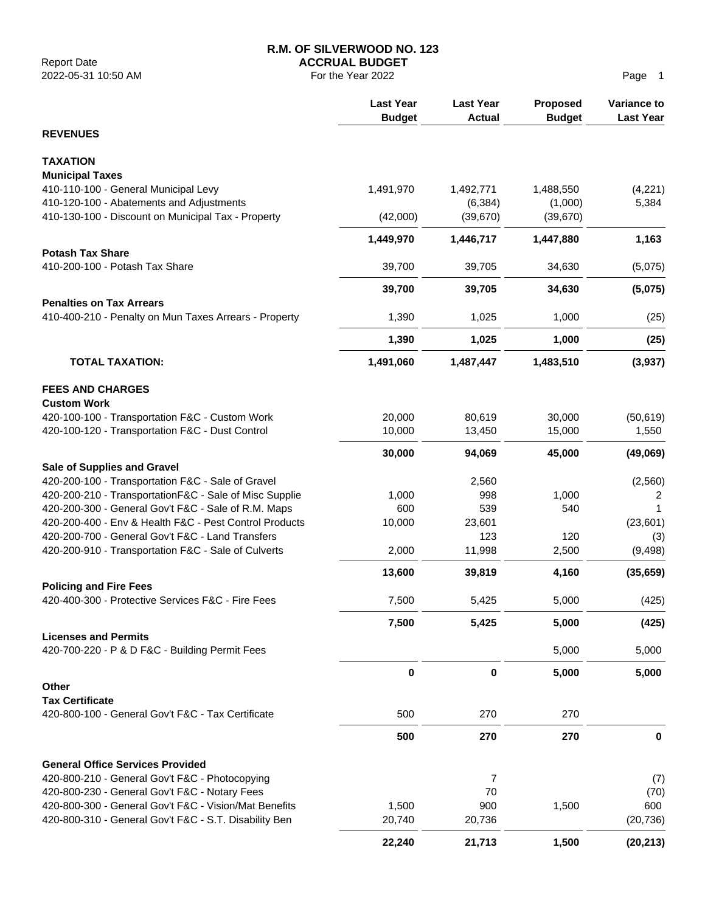# R.M. OF SILVERWOOD NO. 123

## ACCRUAL BUDGET

For the Year 2022

Report Date
2022-05-31 10:50 AM

| | Last Year Budget | Last Year Actual | Proposed Budget | Variance to Last Year |
|---|---|---|---|---|
| **REVENUES** | | | | |
| **TAXATION** | | | | |
| **Municipal Taxes** | | | | |
| 410-110-100 - General Municipal Levy | 1,491,970 | 1,492,771 | 1,488,550 | (4,221) |
| 410-120-100 - Abatements and Adjustments | | (6,384) | (1,000) | 5,384 |
| 410-130-100 - Discount on Municipal Tax - Property | (42,000) | (39,670) | (39,670) | |
| | **1,449,970** | **1,446,717** | **1,447,880** | **1,163** |
| **Potash Tax Share** | | | | |
| 410-200-100 - Potash Tax Share | 39,700 | 39,705 | 34,630 | (5,075) |
| | **39,700** | **39,705** | **34,630** | **(5,075)** |
| **Penalties on Tax Arrears** | | | | |
| 410-400-210 - Penalty on Mun Taxes Arrears - Property | 1,390 | 1,025 | 1,000 | (25) |
| | **1,390** | **1,025** | **1,000** | **(25)** |
| **TOTAL TAXATION:** | **1,491,060** | **1,487,447** | **1,483,510** | **(3,937)** |
| **FEES AND CHARGES** | | | | |
| **Custom Work** | | | | |
| 420-100-100 - Transportation F&C - Custom Work | 20,000 | 80,619 | 30,000 | (50,619) |
| 420-100-120 - Transportation F&C - Dust Control | 10,000 | 13,450 | 15,000 | 1,550 |
| | **30,000** | **94,069** | **45,000** | **(49,069)** |
| **Sale of Supplies and Gravel** | | | | |
| 420-200-100 - Transportation F&C - Sale of Gravel | | 2,560 | | (2,560) |
| 420-200-210 - TransportationF&C - Sale of Misc Supplie | 1,000 | 998 | 1,000 | 2 |
| 420-200-300 - General Gov't F&C - Sale of R.M. Maps | 600 | 539 | 540 | 1 |
| 420-200-400 - Env & Health F&C - Pest Control Products | 10,000 | 23,601 | | (23,601) |
| 420-200-700 - General Gov't F&C - Land Transfers | | 123 | 120 | (3) |
| 420-200-910 - Transportation F&C - Sale of Culverts | 2,000 | 11,998 | 2,500 | (9,498) |
| | **13,600** | **39,819** | **4,160** | **(35,659)** |
| **Policing and Fire Fees** | | | | |
| 420-400-300 - Protective Services F&C - Fire Fees | 7,500 | 5,425 | 5,000 | (425) |
| | **7,500** | **5,425** | **5,000** | **(425)** |
| **Licenses and Permits** | | | | |
| 420-700-220 - P & D F&C - Building Permit Fees | | | 5,000 | 5,000 |
| | **0** | **0** | **5,000** | **5,000** |
| **Other** | | | | |
| **Tax Certificate** | | | | |
| 420-800-100 - General Gov't F&C - Tax Certificate | 500 | 270 | 270 | |
| | **500** | **270** | **270** | **0** |
| **General Office Services Provided** | | | | |
| 420-800-210 - General Gov't F&C - Photocopying | | 7 | | (7) |
| 420-800-230 - General Gov't F&C - Notary Fees | | 70 | | (70) |
| 420-800-300 - General Gov't F&C - Vision/Mat Benefits | 1,500 | 900 | 1,500 | 600 |
| 420-800-310 - General Gov't F&C - S.T. Disability Ben | 20,740 | 20,736 | | (20,736) |
| | **22,240** | **21,713** | **1,500** | **(20,213)** |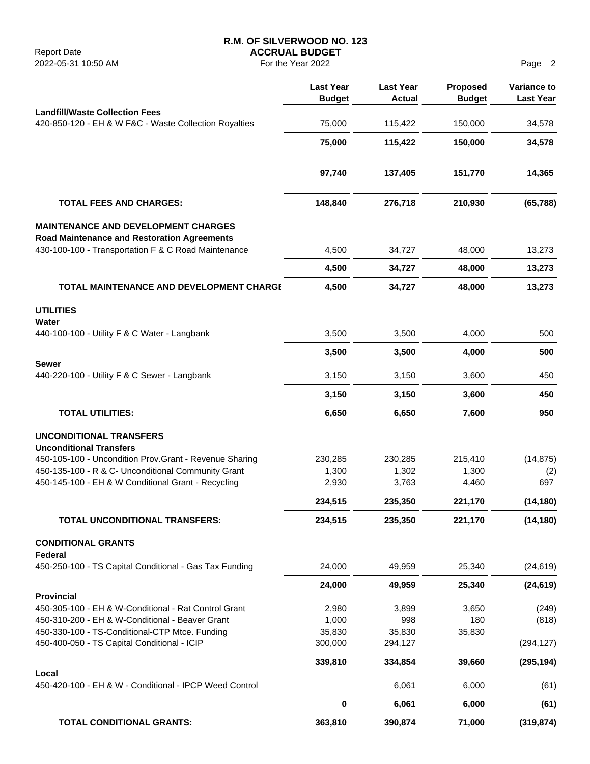**R.M. OF SILVERWOOD NO. 123**
**ACCRUAL BUDGET**
For the Year 2022

Report Date
2022-05-31 10:50 AM

| | Last Year Budget | Last Year Actual | Proposed Budget | Variance to Last Year |
|---|---|---|---|---|
| **Landfill/Waste Collection Fees** | | | | |
| 420-850-120 - EH & W F&C - Waste Collection Royalties | 75,000 | 115,422 | 150,000 | 34,578 |
| | **75,000** | **115,422** | **150,000** | **34,578** |
| | **97,740** | **137,405** | **151,770** | **14,365** |
| **TOTAL FEES AND CHARGES:** | **148,840** | **276,718** | **210,930** | **(65,788)** |
| **MAINTENANCE AND DEVELOPMENT CHARGES** | | | | |
| **Road Maintenance and Restoration Agreements** | | | | |
| 430-100-100 - Transportation F & C Road Maintenance | 4,500 | 34,727 | 48,000 | 13,273 |
| | **4,500** | **34,727** | **48,000** | **13,273** |
| **TOTAL MAINTENANCE AND DEVELOPMENT CHARGI** | **4,500** | **34,727** | **48,000** | **13,273** |
| **UTILITIES** | | | | |
| **Water** | | | | |
| 440-100-100 - Utility F & C Water - Langbank | 3,500 | 3,500 | 4,000 | 500 |
| | **3,500** | **3,500** | **4,000** | **500** |
| **Sewer** | | | | |
| 440-220-100 - Utility F & C Sewer - Langbank | 3,150 | 3,150 | 3,600 | 450 |
| | **3,150** | **3,150** | **3,600** | **450** |
| **TOTAL UTILITIES:** | **6,650** | **6,650** | **7,600** | **950** |
| **UNCONDITIONAL TRANSFERS** | | | | |
| **Unconditional Transfers** | | | | |
| 450-105-100 - Uncondition Prov.Grant - Revenue Sharing | 230,285 | 230,285 | 215,410 | (14,875) |
| 450-135-100 - R & C- Unconditional Community Grant | 1,300 | 1,302 | 1,300 | (2) |
| 450-145-100 - EH & W Conditional Grant - Recycling | 2,930 | 3,763 | 4,460 | 697 |
| | **234,515** | **235,350** | **221,170** | **(14,180)** |
| **TOTAL UNCONDITIONAL TRANSFERS:** | **234,515** | **235,350** | **221,170** | **(14,180)** |
| **CONDITIONAL GRANTS** | | | | |
| **Federal** | | | | |
| 450-250-100 - TS Capital Conditional - Gas Tax Funding | 24,000 | 49,959 | 25,340 | (24,619) |
| | **24,000** | **49,959** | **25,340** | **(24,619)** |
| **Provincial** | | | | |
| 450-305-100 - EH & W-Conditional - Rat Control Grant | 2,980 | 3,899 | 3,650 | (249) |
| 450-310-200 - EH & W-Conditional - Beaver Grant | 1,000 | 998 | 180 | (818) |
| 450-330-100 - TS-Conditional-CTP Mtce. Funding | 35,830 | 35,830 | 35,830 | |
| 450-400-050 - TS Capital Conditional - ICIP | 300,000 | 294,127 | | (294,127) |
| | **339,810** | **334,854** | **39,660** | **(295,194)** |
| **Local** | | | | |
| 450-420-100 - EH & W - Conditional - IPCP Weed Control | | 6,061 | 6,000 | (61) |
| | **0** | **6,061** | **6,000** | **(61)** |
| **TOTAL CONDITIONAL GRANTS:** | **363,810** | **390,874** | **71,000** | **(319,874)** |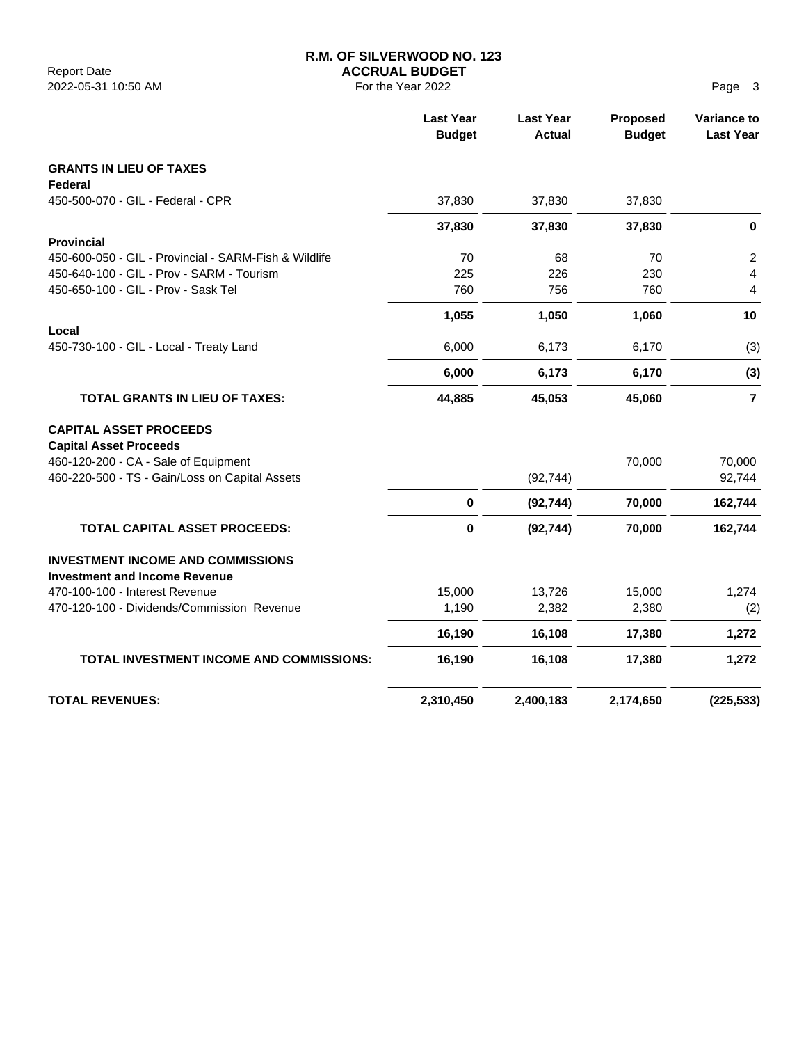# R.M. OF SILVERWOOD NO. 123
## ACCRUAL BUDGET
For the Year 2022

Report Date
2022-05-31 10:50 AM

| | Last Year Budget | Last Year Actual | Proposed Budget | Variance to Last Year |
|---|---|---|---|---|
| **GRANTS IN LIEU OF TAXES** | | | | |
| **Federal** | | | | |
| 450-500-070 - GIL - Federal - CPR | 37,830 | 37,830 | 37,830 | |
| | **37,830** | **37,830** | **37,830** | **0** |
| **Provincial** | | | | |
| 450-600-050 - GIL - Provincial - SARM-Fish & Wildlife | 70 | 68 | 70 | 2 |
| 450-640-100 - GIL - Prov - SARM - Tourism | 225 | 226 | 230 | 4 |
| 450-650-100 - GIL - Prov - Sask Tel | 760 | 756 | 760 | 4 |
| | **1,055** | **1,050** | **1,060** | **10** |
| **Local** | | | | |
| 450-730-100 - GIL - Local - Treaty Land | 6,000 | 6,173 | 6,170 | (3) |
| | **6,000** | **6,173** | **6,170** | **(3)** |
| **TOTAL GRANTS IN LIEU OF TAXES:** | **44,885** | **45,053** | **45,060** | **7** |
| **CAPITAL ASSET PROCEEDS** | | | | |
| **Capital Asset Proceeds** | | | | |
| 460-120-200 - CA - Sale of Equipment | | | 70,000 | 70,000 |
| 460-220-500 - TS - Gain/Loss on Capital Assets | | (92,744) | | 92,744 |
| | **0** | **(92,744)** | **70,000** | **162,744** |
| **TOTAL CAPITAL ASSET PROCEEDS:** | **0** | **(92,744)** | **70,000** | **162,744** |
| **INVESTMENT INCOME AND COMMISSIONS** | | | | |
| **Investment and Income Revenue** | | | | |
| 470-100-100 - Interest Revenue | 15,000 | 13,726 | 15,000 | 1,274 |
| 470-120-100 - Dividends/Commission Revenue | 1,190 | 2,382 | 2,380 | (2) |
| | **16,190** | **16,108** | **17,380** | **1,272** |
| **TOTAL INVESTMENT INCOME AND COMMISSIONS:** | **16,190** | **16,108** | **17,380** | **1,272** |
| **TOTAL REVENUES:** | **2,310,450** | **2,400,183** | **2,174,650** | **(225,533)** |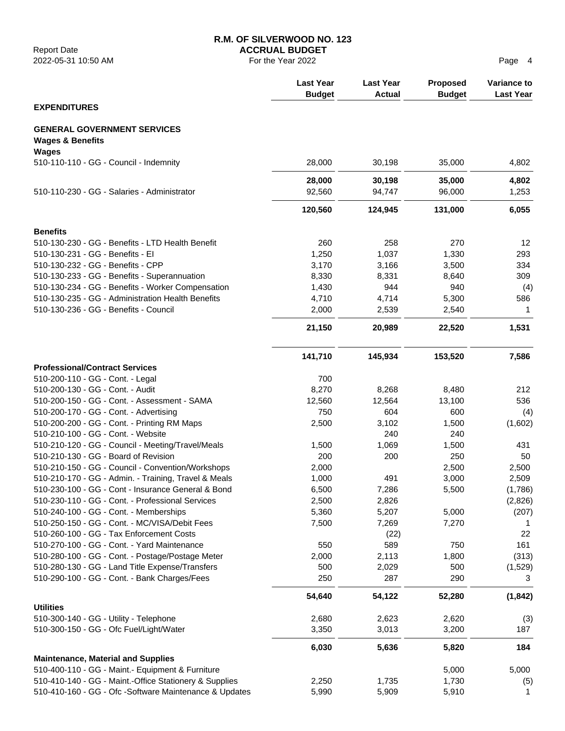# R.M. OF SILVERWOOD NO. 123
## ACCRUAL BUDGET
For the Year 2022

Report Date
2022-05-31 10:50 AM

| | Last Year Budget | Last Year Actual | Proposed Budget | Variance to Last Year |
|---|---|---|---|---|
| **EXPENDITURES** | | | | |
| **GENERAL GOVERNMENT SERVICES** | | | | |
| **Wages & Benefits** | | | | |
| **Wages** | | | | |
| 510-110-110 - GG - Council - Indemnity | 28,000 | 30,198 | 35,000 | 4,802 |
| | **28,000** | **30,198** | **35,000** | **4,802** |
| 510-110-230 - GG - Salaries - Administrator | 92,560 | 94,747 | 96,000 | 1,253 |
| | **120,560** | **124,945** | **131,000** | **6,055** |
| **Benefits** | | | | |
| 510-130-230 - GG - Benefits - LTD Health Benefit | 260 | 258 | 270 | 12 |
| 510-130-231 - GG - Benefits - EI | 1,250 | 1,037 | 1,330 | 293 |
| 510-130-232 - GG - Benefits - CPP | 3,170 | 3,166 | 3,500 | 334 |
| 510-130-233 - GG - Benefits - Superannuation | 8,330 | 8,331 | 8,640 | 309 |
| 510-130-234 - GG - Benefits - Worker Compensation | 1,430 | 944 | 940 | (4) |
| 510-130-235 - GG - Administration Health Benefits | 4,710 | 4,714 | 5,300 | 586 |
| 510-130-236 - GG - Benefits - Council | 2,000 | 2,539 | 2,540 | 1 |
| | **21,150** | **20,989** | **22,520** | **1,531** |
| | **141,710** | **145,934** | **153,520** | **7,586** |
| **Professional/Contract Services** | | | | |
| 510-200-110 - GG - Cont. - Legal | 700 | | | |
| 510-200-130 - GG - Cont. - Audit | 8,270 | 8,268 | 8,480 | 212 |
| 510-200-150 - GG - Cont. - Assessment - SAMA | 12,560 | 12,564 | 13,100 | 536 |
| 510-200-170 - GG - Cont. - Advertising | 750 | 604 | 600 | (4) |
| 510-200-200 - GG - Cont. - Printing RM Maps | 2,500 | 3,102 | 1,500 | (1,602) |
| 510-210-100 - GG - Cont. - Website | | 240 | 240 | |
| 510-210-120 - GG - Council - Meeting/Travel/Meals | 1,500 | 1,069 | 1,500 | 431 |
| 510-210-130 - GG - Board of Revision | 200 | 200 | 250 | 50 |
| 510-210-150 - GG - Council - Convention/Workshops | 2,000 | | 2,500 | 2,500 |
| 510-210-170 - GG - Admin. - Training, Travel & Meals | 1,000 | 491 | 3,000 | 2,509 |
| 510-230-100 - GG - Cont - Insurance General & Bond | 6,500 | 7,286 | 5,500 | (1,786) |
| 510-230-110 - GG - Cont. - Professional Services | 2,500 | 2,826 | | (2,826) |
| 510-240-100 - GG - Cont. - Memberships | 5,360 | 5,207 | 5,000 | (207) |
| 510-250-150 - GG - Cont. - MC/VISA/Debit Fees | 7,500 | 7,269 | 7,270 | 1 |
| 510-260-100 - GG - Tax Enforcement Costs | | (22) | | 22 |
| 510-270-100 - GG - Cont. - Yard Maintenance | 550 | 589 | 750 | 161 |
| 510-280-100 - GG - Cont. - Postage/Postage Meter | 2,000 | 2,113 | 1,800 | (313) |
| 510-280-130 - GG - Land Title Expense/Transfers | 500 | 2,029 | 500 | (1,529) |
| 510-290-100 - GG - Cont. - Bank Charges/Fees | 250 | 287 | 290 | 3 |
| | **54,640** | **54,122** | **52,280** | **(1,842)** |
| **Utilities** | | | | |
| 510-300-140 - GG - Utility - Telephone | 2,680 | 2,623 | 2,620 | (3) |
| 510-300-150 - GG - Ofc Fuel/Light/Water | 3,350 | 3,013 | 3,200 | 187 |
| | **6,030** | **5,636** | **5,820** | **184** |
| **Maintenance, Material and Supplies** | | | | |
| 510-400-110 - GG - Maint.- Equipment & Furniture | | | 5,000 | 5,000 |
| 510-410-140 - GG - Maint.-Office Stationery & Supplies | 2,250 | 1,735 | 1,730 | (5) |
| 510-410-160 - GG - Ofc -Software Maintenance & Updates | 5,990 | 5,909 | 5,910 | 1 |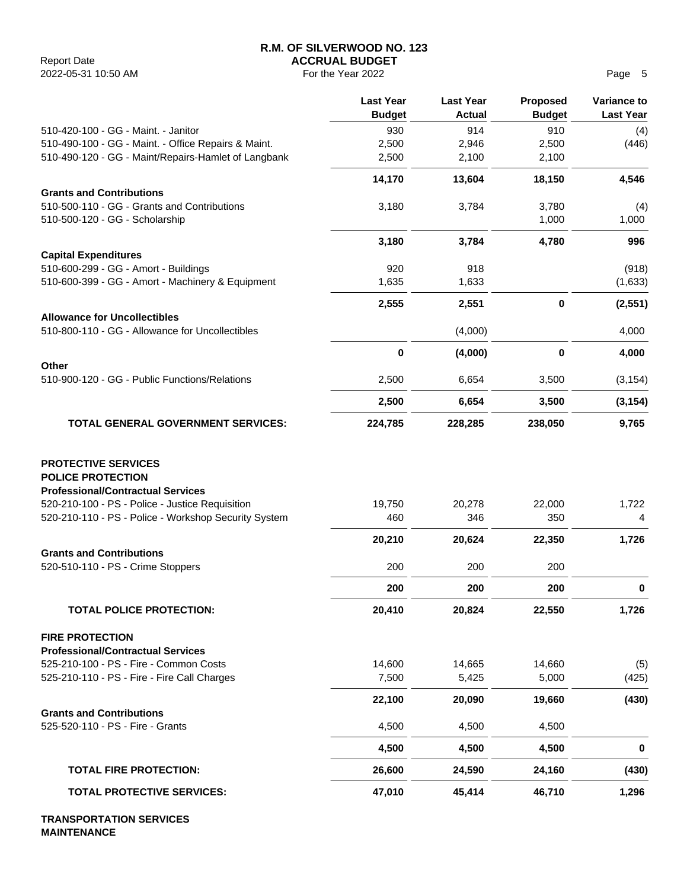# R.M. OF SILVERWOOD NO. 123
## ACCRUAL BUDGET
For the Year 2022

Report Date
2022-05-31 10:50 AM

| | Last Year Budget | Last Year Actual | Proposed Budget | Variance to Last Year |
|---|---|---|---|---|
| 510-420-100 - GG - Maint. - Janitor | 930 | 914 | 910 | (4) |
| 510-490-100 - GG - Maint. - Office Repairs & Maint. | 2,500 | 2,946 | 2,500 | (446) |
| 510-490-120 - GG - Maint/Repairs-Hamlet of Langbank | 2,500 | 2,100 | 2,100 | |
| | **14,170** | **13,604** | **18,150** | **4,546** |
| **Grants and Contributions** | | | | |
| 510-500-110 - GG - Grants and Contributions | 3,180 | 3,784 | 3,780 | (4) |
| 510-500-120 - GG - Scholarship | | | 1,000 | 1,000 |
| | **3,180** | **3,784** | **4,780** | **996** |
| **Capital Expenditures** | | | | |
| 510-600-299 - GG - Amort - Buildings | 920 | 918 | | (918) |
| 510-600-399 - GG - Amort - Machinery & Equipment | 1,635 | 1,633 | | (1,633) |
| | **2,555** | **2,551** | **0** | **(2,551)** |
| **Allowance for Uncollectibles** | | | | |
| 510-800-110 - GG - Allowance for Uncollectibles | | (4,000) | | 4,000 |
| | **0** | **(4,000)** | **0** | **4,000** |
| **Other** | | | | |
| 510-900-120 - GG - Public Functions/Relations | 2,500 | 6,654 | 3,500 | (3,154) |
| | **2,500** | **6,654** | **3,500** | **(3,154)** |
| **TOTAL GENERAL GOVERNMENT SERVICES:** | **224,785** | **228,285** | **238,050** | **9,765** |
| | | | | |
| **PROTECTIVE SERVICES** | | | | |
| **POLICE PROTECTION** | | | | |
| **Professional/Contractual Services** | | | | |
| 520-210-100 - PS - Police - Justice Requisition | 19,750 | 20,278 | 22,000 | 1,722 |
| 520-210-110 - PS - Police - Workshop Security System | 460 | 346 | 350 | 4 |
| | **20,210** | **20,624** | **22,350** | **1,726** |
| **Grants and Contributions** | | | | |
| 520-510-110 - PS - Crime Stoppers | 200 | 200 | 200 | |
| | **200** | **200** | **200** | **0** |
| **TOTAL POLICE PROTECTION:** | **20,410** | **20,824** | **22,550** | **1,726** |
| **FIRE PROTECTION** | | | | |
| **Professional/Contractual Services** | | | | |
| 525-210-100 - PS - Fire - Common Costs | 14,600 | 14,665 | 14,660 | (5) |
| 525-210-110 - PS - Fire - Fire Call Charges | 7,500 | 5,425 | 5,000 | (425) |
| | **22,100** | **20,090** | **19,660** | **(430)** |
| **Grants and Contributions** | | | | |
| 525-520-110 - PS - Fire - Grants | 4,500 | 4,500 | 4,500 | |
| | **4,500** | **4,500** | **4,500** | **0** |
| **TOTAL FIRE PROTECTION:** | **26,600** | **24,590** | **24,160** | **(430)** |
| **TOTAL PROTECTIVE SERVICES:** | **47,010** | **45,414** | **46,710** | **1,296** |

**TRANSPORTATION SERVICES**
**MAINTENANCE**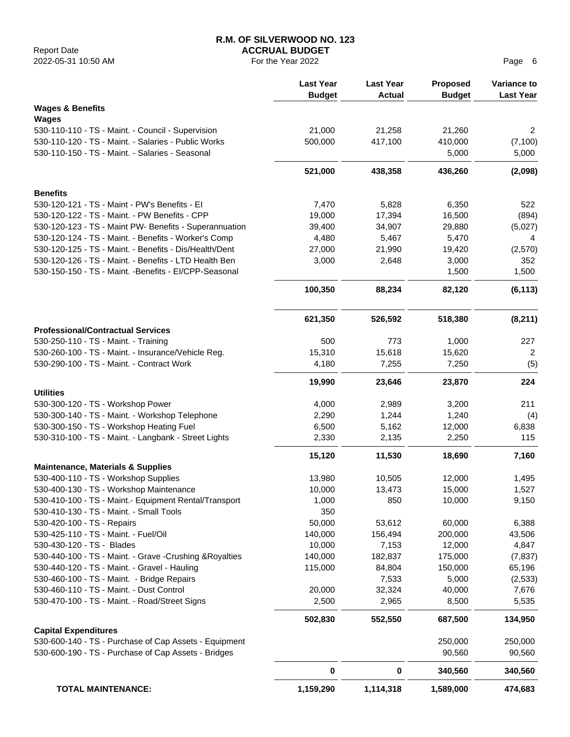# R.M. OF SILVERWOOD NO. 123
## ACCRUAL BUDGET
For the Year 2022

Report Date
2022-05-31 10:50 AM

| | Last Year Budget | Last Year Actual | Proposed Budget | Variance to Last Year |
|---|---|---|---|---|
| **Wages & Benefits** | | | | |
| **Wages** | | | | |
| 530-110-110 - TS - Maint. - Council - Supervision | 21,000 | 21,258 | 21,260 | 2 |
| 530-110-120 - TS - Maint. - Salaries - Public Works | 500,000 | 417,100 | 410,000 | (7,100) |
| 530-110-150 - TS - Maint. - Salaries - Seasonal | | | 5,000 | 5,000 |
| | **521,000** | **438,358** | **436,260** | **(2,098)** |
| **Benefits** | | | | |
| 530-120-121 - TS - Maint - PW's Benefits - EI | 7,470 | 5,828 | 6,350 | 522 |
| 530-120-122 - TS - Maint. - PW Benefits - CPP | 19,000 | 17,394 | 16,500 | (894) |
| 530-120-123 - TS - Maint PW- Benefits - Superannuation | 39,400 | 34,907 | 29,880 | (5,027) |
| 530-120-124 - TS - Maint. - Benefits - Worker's Comp | 4,480 | 5,467 | 5,470 | 4 |
| 530-120-125 - TS - Maint. - Benefits - Dis/Health/Dent | 27,000 | 21,990 | 19,420 | (2,570) |
| 530-120-126 - TS - Maint. - Benefits - LTD Health Ben | 3,000 | 2,648 | 3,000 | 352 |
| 530-150-150 - TS - Maint. -Benefits - EI/CPP-Seasonal | | | 1,500 | 1,500 |
| | **100,350** | **88,234** | **82,120** | **(6,113)** |
| | **621,350** | **526,592** | **518,380** | **(8,211)** |
| **Professional/Contractual Services** | | | | |
| 530-250-110 - TS - Maint. - Training | 500 | 773 | 1,000 | 227 |
| 530-260-100 - TS - Maint. - Insurance/Vehicle Reg. | 15,310 | 15,618 | 15,620 | 2 |
| 530-290-100 - TS - Maint. - Contract Work | 4,180 | 7,255 | 7,250 | (5) |
| | **19,990** | **23,646** | **23,870** | **224** |
| **Utilities** | | | | |
| 530-300-120 - TS - Workshop Power | 4,000 | 2,989 | 3,200 | 211 |
| 530-300-140 - TS - Maint. - Workshop Telephone | 2,290 | 1,244 | 1,240 | (4) |
| 530-300-150 - TS - Workshop Heating Fuel | 6,500 | 5,162 | 12,000 | 6,838 |
| 530-310-100 - TS - Maint. - Langbank - Street Lights | 2,330 | 2,135 | 2,250 | 115 |
| | **15,120** | **11,530** | **18,690** | **7,160** |
| **Maintenance, Materials & Supplies** | | | | |
| 530-400-110 - TS - Workshop Supplies | 13,980 | 10,505 | 12,000 | 1,495 |
| 530-400-130 - TS - Workshop Maintenance | 10,000 | 13,473 | 15,000 | 1,527 |
| 530-410-100 - TS - Maint.- Equipment Rental/Transport | 1,000 | 850 | 10,000 | 9,150 |
| 530-410-130 - TS - Maint. - Small Tools | 350 | | | |
| 530-420-100 - TS - Repairs | 50,000 | 53,612 | 60,000 | 6,388 |
| 530-425-110 - TS - Maint. - Fuel/Oil | 140,000 | 156,494 | 200,000 | 43,506 |
| 530-430-120 - TS - Blades | 10,000 | 7,153 | 12,000 | 4,847 |
| 530-440-100 - TS - Maint. - Grave -Crushing &Royalties | 140,000 | 182,837 | 175,000 | (7,837) |
| 530-440-120 - TS - Maint. - Gravel - Hauling | 115,000 | 84,804 | 150,000 | 65,196 |
| 530-460-100 - TS - Maint. - Bridge Repairs | | 7,533 | 5,000 | (2,533) |
| 530-460-110 - TS - Maint. - Dust Control | 20,000 | 32,324 | 40,000 | 7,676 |
| 530-470-100 - TS - Maint. - Road/Street Signs | 2,500 | 2,965 | 8,500 | 5,535 |
| | **502,830** | **552,550** | **687,500** | **134,950** |
| **Capital Expenditures** | | | | |
| 530-600-140 - TS - Purchase of Cap Assets - Equipment | | | 250,000 | 250,000 |
| 530-600-190 - TS - Purchase of Cap Assets - Bridges | | | 90,560 | 90,560 |
| | **0** | **0** | **340,560** | **340,560** |
| **TOTAL MAINTENANCE:** | **1,159,290** | **1,114,318** | **1,589,000** | **474,683** |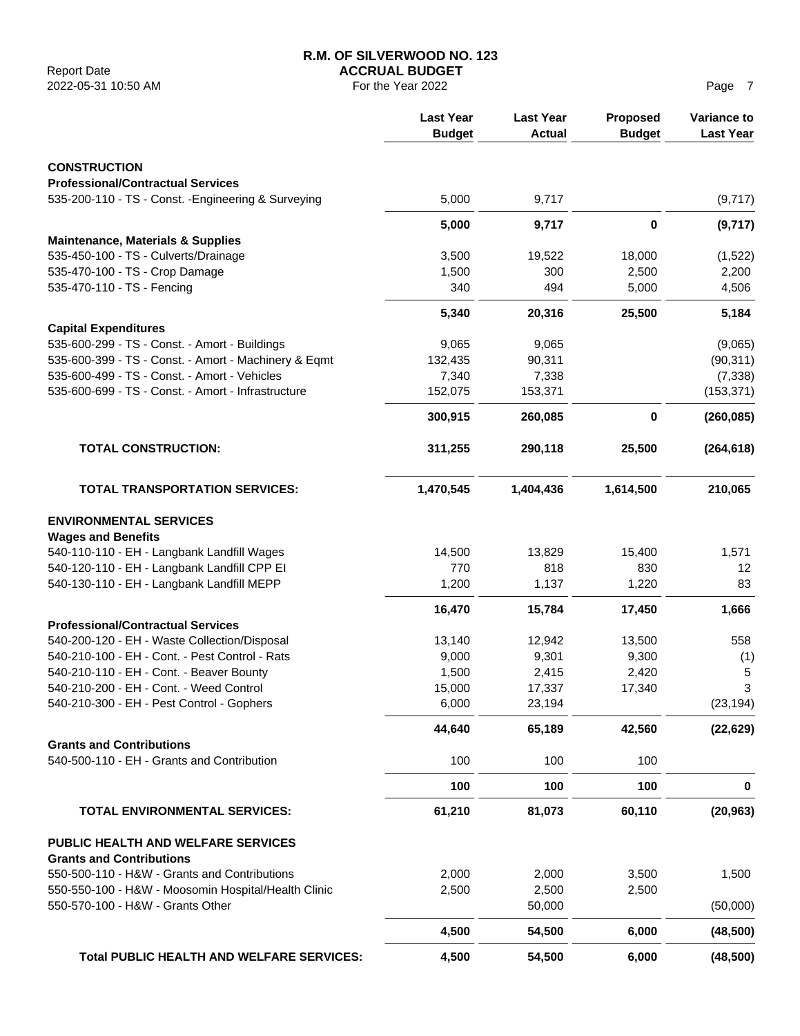# R.M. OF SILVERWOOD NO. 123
## ACCRUAL BUDGET
For the Year 2022

Report Date
2022-05-31 10:50 AM

| | Last Year Budget | Last Year Actual | Proposed Budget | Variance to Last Year |
|---|---|---|---|---|
| **CONSTRUCTION** | | | | |
| **Professional/Contractual Services** | | | | |
| 535-200-110 - TS - Const. -Engineering & Surveying | 5,000 | 9,717 | | (9,717) |
| | **5,000** | **9,717** | **0** | **(9,717)** |
| **Maintenance, Materials & Supplies** | | | | |
| 535-450-100 - TS - Culverts/Drainage | 3,500 | 19,522 | 18,000 | (1,522) |
| 535-470-100 - TS - Crop Damage | 1,500 | 300 | 2,500 | 2,200 |
| 535-470-110 - TS - Fencing | 340 | 494 | 5,000 | 4,506 |
| | **5,340** | **20,316** | **25,500** | **5,184** |
| **Capital Expenditures** | | | | |
| 535-600-299 - TS - Const. - Amort - Buildings | 9,065 | 9,065 | | (9,065) |
| 535-600-399 - TS - Const. - Amort - Machinery & Eqmt | 132,435 | 90,311 | | (90,311) |
| 535-600-499 - TS - Const. - Amort - Vehicles | 7,340 | 7,338 | | (7,338) |
| 535-600-699 - TS - Const. - Amort - Infrastructure | 152,075 | 153,371 | | (153,371) |
| | **300,915** | **260,085** | **0** | **(260,085)** |
| **TOTAL CONSTRUCTION:** | **311,255** | **290,118** | **25,500** | **(264,618)** |
| **TOTAL TRANSPORTATION SERVICES:** | **1,470,545** | **1,404,436** | **1,614,500** | **210,065** |
| **ENVIRONMENTAL SERVICES** | | | | |
| **Wages and Benefits** | | | | |
| 540-110-110 - EH - Langbank Landfill Wages | 14,500 | 13,829 | 15,400 | 1,571 |
| 540-120-110 - EH - Langbank Landfill CPP EI | 770 | 818 | 830 | 12 |
| 540-130-110 - EH - Langbank Landfill MEPP | 1,200 | 1,137 | 1,220 | 83 |
| | **16,470** | **15,784** | **17,450** | **1,666** |
| **Professional/Contractual Services** | | | | |
| 540-200-120 - EH - Waste Collection/Disposal | 13,140 | 12,942 | 13,500 | 558 |
| 540-210-100 - EH - Cont. - Pest Control - Rats | 9,000 | 9,301 | 9,300 | (1) |
| 540-210-110 - EH - Cont. - Beaver Bounty | 1,500 | 2,415 | 2,420 | 5 |
| 540-210-200 - EH - Cont. - Weed Control | 15,000 | 17,337 | 17,340 | 3 |
| 540-210-300 - EH - Pest Control - Gophers | 6,000 | 23,194 | | (23,194) |
| | **44,640** | **65,189** | **42,560** | **(22,629)** |
| **Grants and Contributions** | | | | |
| 540-500-110 - EH - Grants and Contribution | 100 | 100 | 100 | |
| | **100** | **100** | **100** | **0** |
| **TOTAL ENVIRONMENTAL SERVICES:** | **61,210** | **81,073** | **60,110** | **(20,963)** |
| **PUBLIC HEALTH AND WELFARE SERVICES** | | | | |
| **Grants and Contributions** | | | | |
| 550-500-110 - H&W - Grants and Contributions | 2,000 | 2,000 | 3,500 | 1,500 |
| 550-550-100 - H&W - Moosomin Hospital/Health Clinic | 2,500 | 2,500 | 2,500 | |
| 550-570-100 - H&W - Grants Other | | 50,000 | | (50,000) |
| | **4,500** | **54,500** | **6,000** | **(48,500)** |
| **Total PUBLIC HEALTH AND WELFARE SERVICES:** | **4,500** | **54,500** | **6,000** | **(48,500)** |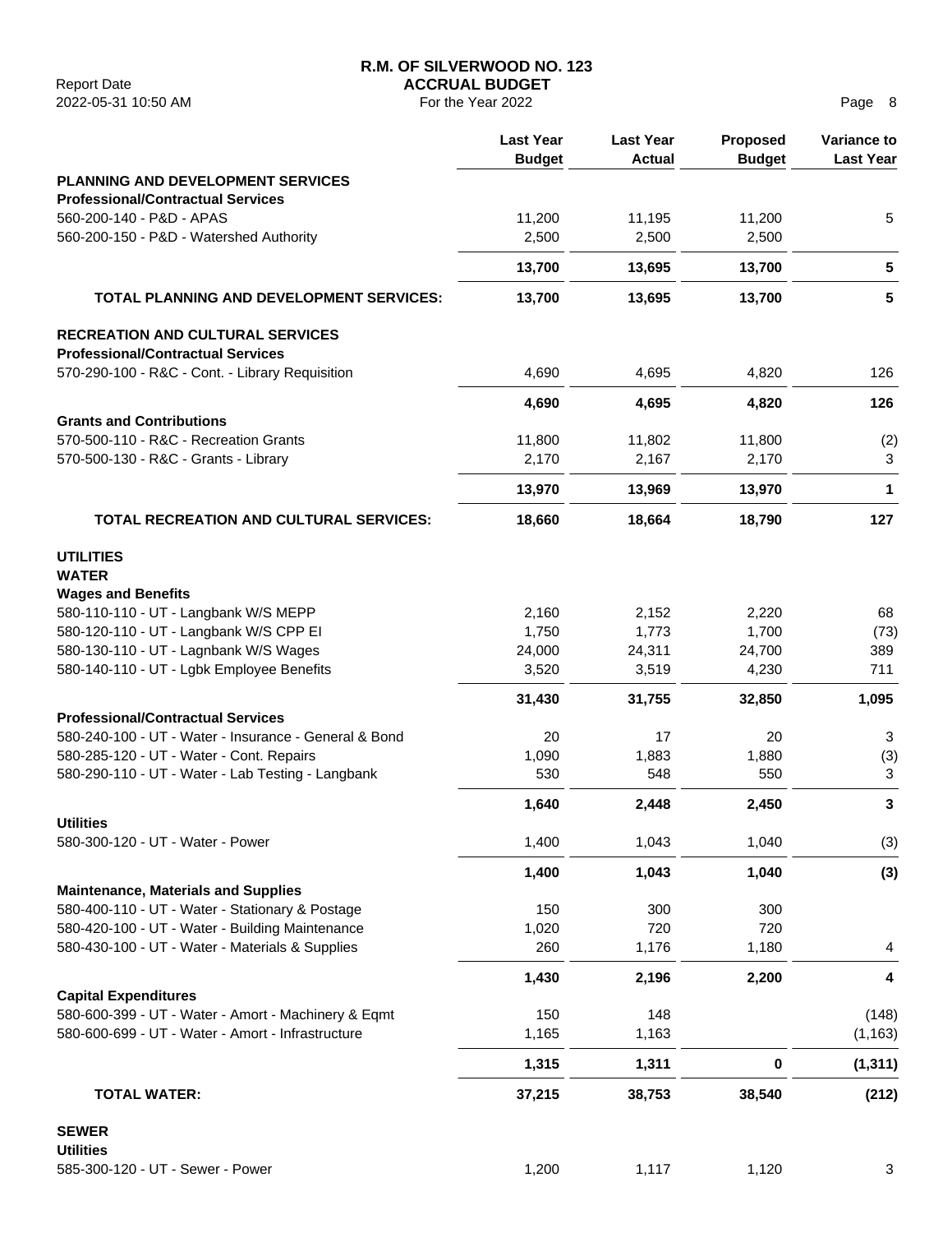**R.M. OF SILVERWOOD NO. 123**
**ACCRUAL BUDGET**
For the Year 2022

Report Date
2022-05-31 10:50 AM

| | Last Year Budget | Last Year Actual | Proposed Budget | Variance to Last Year |
|---|---|---|---|---|
| **PLANNING AND DEVELOPMENT SERVICES** | | | | |
| **Professional/Contractual Services** | | | | |
| 560-200-140 - P&D - APAS | 11,200 | 11,195 | 11,200 | 5 |
| 560-200-150 - P&D - Watershed Authority | 2,500 | 2,500 | 2,500 | |
| | **13,700** | **13,695** | **13,700** | **5** |
| **TOTAL PLANNING AND DEVELOPMENT SERVICES:** | **13,700** | **13,695** | **13,700** | **5** |
| **RECREATION AND CULTURAL SERVICES** | | | | |
| **Professional/Contractual Services** | | | | |
| 570-290-100 - R&C - Cont. - Library Requisition | 4,690 | 4,695 | 4,820 | 126 |
| | **4,690** | **4,695** | **4,820** | **126** |
| **Grants and Contributions** | | | | |
| 570-500-110 - R&C - Recreation Grants | 11,800 | 11,802 | 11,800 | (2) |
| 570-500-130 - R&C - Grants - Library | 2,170 | 2,167 | 2,170 | 3 |
| | **13,970** | **13,969** | **13,970** | **1** |
| **TOTAL RECREATION AND CULTURAL SERVICES:** | **18,660** | **18,664** | **18,790** | **127** |
| **UTILITIES** | | | | |
| **WATER** | | | | |
| **Wages and Benefits** | | | | |
| 580-110-110 - UT - Langbank W/S MEPP | 2,160 | 2,152 | 2,220 | 68 |
| 580-120-110 - UT - Langbank W/S CPP EI | 1,750 | 1,773 | 1,700 | (73) |
| 580-130-110 - UT - Lagnbank W/S Wages | 24,000 | 24,311 | 24,700 | 389 |
| 580-140-110 - UT - Lgbk Employee Benefits | 3,520 | 3,519 | 4,230 | 711 |
| | **31,430** | **31,755** | **32,850** | **1,095** |
| **Professional/Contractual Services** | | | | |
| 580-240-100 - UT - Water - Insurance - General & Bond | 20 | 17 | 20 | 3 |
| 580-285-120 - UT - Water - Cont. Repairs | 1,090 | 1,883 | 1,880 | (3) |
| 580-290-110 - UT - Water - Lab Testing - Langbank | 530 | 548 | 550 | 3 |
| | **1,640** | **2,448** | **2,450** | **3** |
| **Utilities** | | | | |
| 580-300-120 - UT - Water - Power | 1,400 | 1,043 | 1,040 | (3) |
| | **1,400** | **1,043** | **1,040** | **(3)** |
| **Maintenance, Materials and Supplies** | | | | |
| 580-400-110 - UT - Water - Stationary & Postage | 150 | 300 | 300 | |
| 580-420-100 - UT - Water - Building Maintenance | 1,020 | 720 | 720 | |
| 580-430-100 - UT - Water - Materials & Supplies | 260 | 1,176 | 1,180 | 4 |
| | **1,430** | **2,196** | **2,200** | **4** |
| **Capital Expenditures** | | | | |
| 580-600-399 - UT - Water - Amort - Machinery & Eqmt | 150 | 148 | | (148) |
| 580-600-699 - UT - Water - Amort - Infrastructure | 1,165 | 1,163 | | (1,163) |
| | **1,315** | **1,311** | **0** | **(1,311)** |
| **TOTAL WATER:** | **37,215** | **38,753** | **38,540** | **(212)** |
| **SEWER** | | | | |
| **Utilities** | | | | |
| 585-300-120 - UT - Sewer - Power | 1,200 | 1,117 | 1,120 | 3 |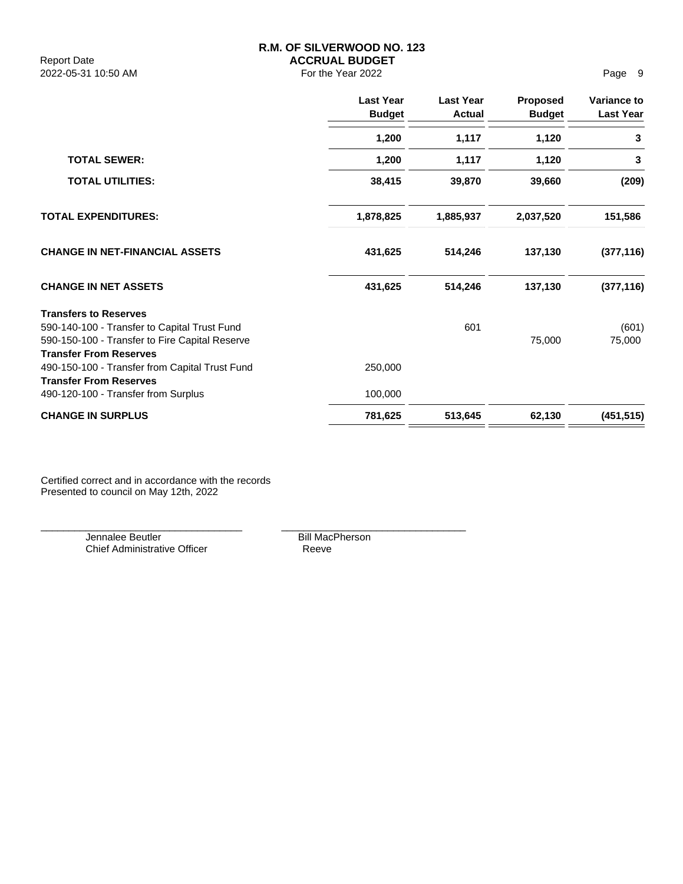**R.M. OF SILVERWOOD NO. 123**
**ACCRUAL BUDGET**
For the Year 2022

Report Date
2022-05-31 10:50 AM

| | Last Year Budget | Last Year Actual | Proposed Budget | Variance to Last Year |
|---|---|---|---|---|
| | **1,200** | **1,117** | **1,120** | **3** |
| **TOTAL SEWER:** | **1,200** | **1,117** | **1,120** | **3** |
| **TOTAL UTILITIES:** | **38,415** | **39,870** | **39,660** | **(209)** |
| **TOTAL EXPENDITURES:** | **1,878,825** | **1,885,937** | **2,037,520** | **151,586** |
| **CHANGE IN NET-FINANCIAL ASSETS** | **431,625** | **514,246** | **137,130** | **(377,116)** |
| **CHANGE IN NET ASSETS** | **431,625** | **514,246** | **137,130** | **(377,116)** |
| **Transfers to Reserves** | | | | |
| 590-140-100 - Transfer to Capital Trust Fund | | 601 | | (601) |
| 590-150-100 - Transfer to Fire Capital Reserve | | | 75,000 | 75,000 |
| **Transfer From Reserves** | | | | |
| 490-150-100 - Transfer from Capital Trust Fund | 250,000 | | | |
| **Transfer From Reserves** | | | | |
| 490-120-100 - Transfer from Surplus | 100,000 | | | |
| **CHANGE IN SURPLUS** | **781,625** | **513,645** | **62,130** | **(451,515)** |

Certified correct and in accordance with the records
Presented to council on May 12th, 2022

\_\_\_\_\_\_\_\_\_\_\_\_\_\_\_\_\_\_\_\_\_\_\_\_\_\_\_\_\_\_\_\_\_\_\_\_ \_\_\_\_\_\_\_\_\_\_\_\_\_\_\_\_\_\_\_\_\_\_\_\_\_\_\_\_\_\_\_\_\_\_\_\_

Jennalee Beutler
Chief Administrative Officer

Bill MacPherson
Reeve